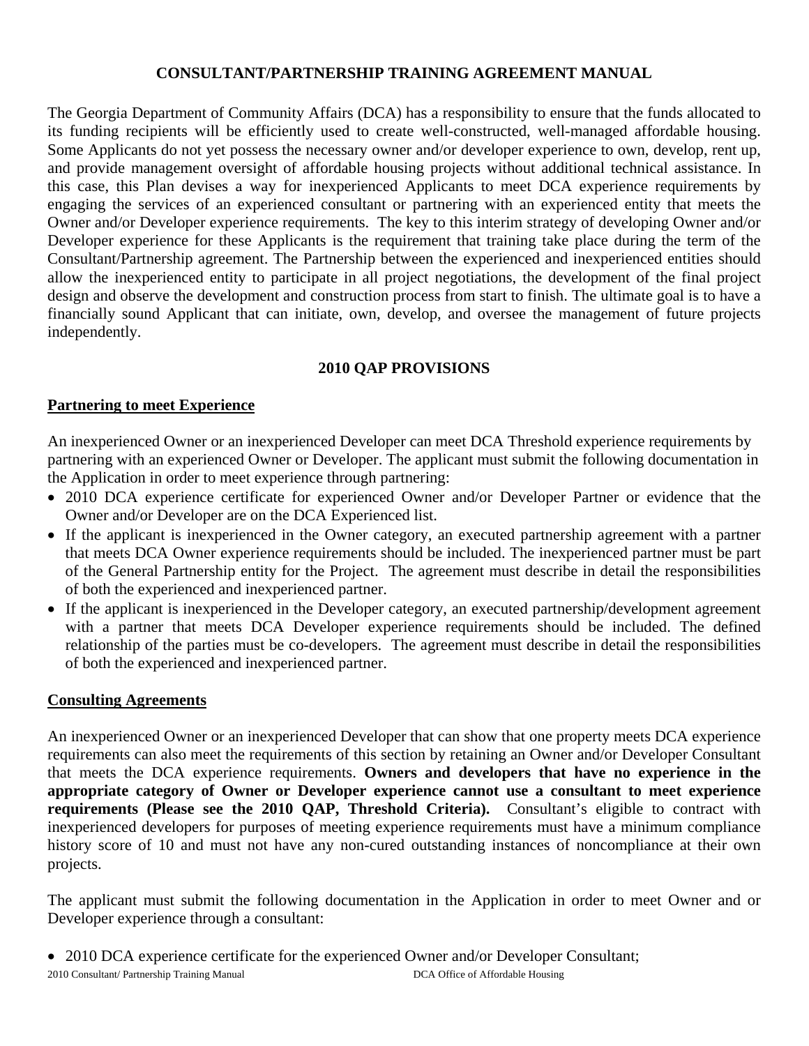# CONSULTANT/PARTNERSHIP TRAINING AGREEMENT MANUAL

The Georgia Department of Community Affairs (DCA) has a responsibility to ensure that the funds allocated to its funding recipients will be efficiently used to create well-constructed, well-managed affordable housing. Some Applicants do not yet possess the necessary owner and/or developer experience to own, develop, rent up, and provide management oversight of affordable housing projects without additional technical assistance. In this case, this Plan devises a way for inexperienced Applicants to meet DCA experience requirements by engaging the services of an experienced consultant or partnering with an experienced entity that meets the Owner and/or Developer experience requirements. The key to this interim strategy of developing Owner and/or Developer experience for these Applicants is the requirement that training take place during the term of the Consultant/Partnership agreement. The Partnership between the experienced and inexperienced entities should allow the inexperienced entity to participate in all project negotiations, the development of the final project design and observe the development and construction process from start to finish. The ultimate goal is to have a financially sound Applicant that can initiate, own, develop, and oversee the management of future projects independently.

## 2010 QAP PROVISIONS

### Partnering to meet Experience

An inexperienced Owner or an inexperienced Developer can meet DCA Threshold experience requirements by partnering with an experienced Owner or Developer. The applicant must submit the following documentation in the Application in order to meet experience through partnering:

- 2010 DCA experience certificate for experienced Owner and/or Developer Partner or evidence that the Owner and/or Developer are on the DCA Experienced list.
- If the applicant is inexperienced in the Owner category, an executed partnership agreement with a partner that meets DCA Owner experience requirements should be included. The inexperienced partner must be part of the General Partnership entity for the Project. The agreement must describe in detail the responsibilities of both the experienced and inexperienced partner.
- If the applicant is inexperienced in the Developer category, an executed partnership/development agreement with a partner that meets DCA Developer experience requirements should be included. The defined relationship of the parties must be co-developers. The agreement must describe in detail the responsibilities of both the experienced and inexperienced partner.

### Consulting Agreements

An inexperienced Owner or an inexperienced Developer that can show that one property meets DCA experience requirements can also meet the requirements of this section by retaining an Owner and/or Developer Consultant that meets the DCA experience requirements. **Owners and developers that have no experience in the appropriate category of Owner or Developer experience cannot use a consultant to meet experience requirements (Please see the 2010 QAP, Threshold Criteria).** Consultant's eligible to contract with inexperienced developers for purposes of meeting experience requirements must have a minimum compliance history score of 10 and must not have any non-cured outstanding instances of noncompliance at their own projects.

The applicant must submit the following documentation in the Application in order to meet Owner and or Developer experience through a consultant:

- 2010 DCA experience certificate for the experienced Owner and/or Developer Consultant;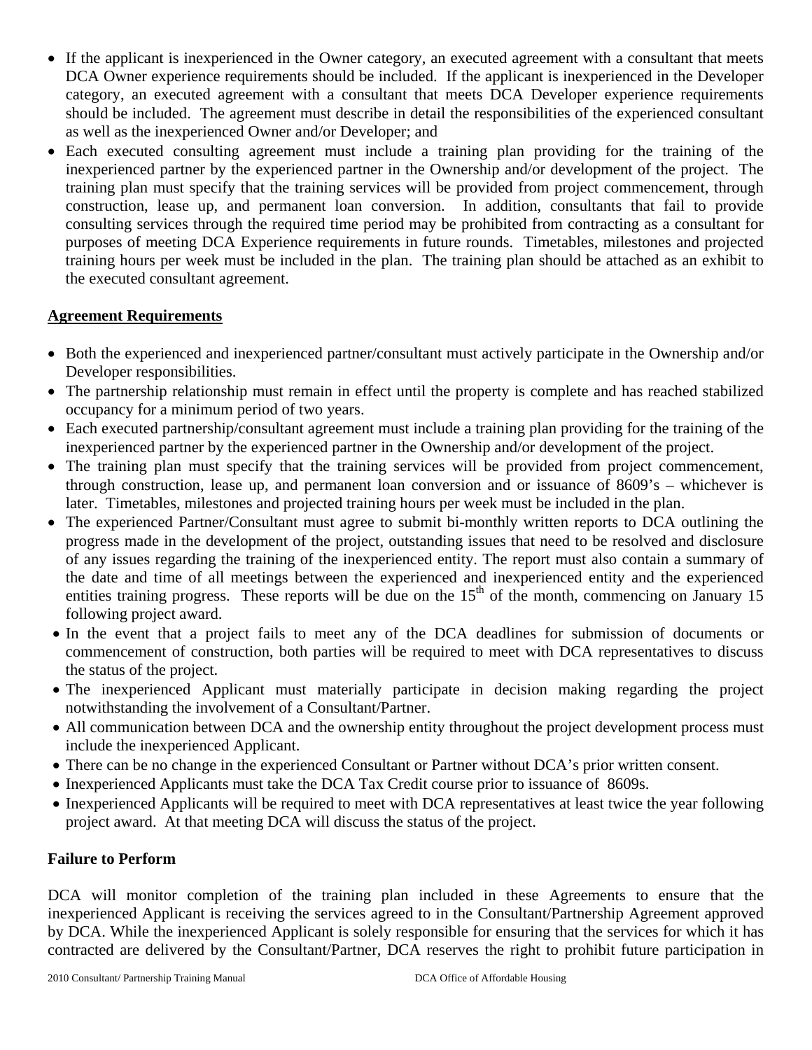- If the applicant is inexperienced in the Owner category, an executed agreement with a consultant that meets DCA Owner experience requirements should be included. If the applicant is inexperienced in the Developer category, an executed agreement with a consultant that meets DCA Developer experience requirements should be included. The agreement must describe in detail the responsibilities of the experienced consultant as well as the inexperienced Owner and/or Developer; and
- Each executed consulting agreement must include a training plan providing for the training of the inexperienced partner by the experienced partner in the Ownership and/or development of the project. The training plan must specify that the training services will be provided from project commencement, through construction, lease up, and permanent loan conversion. In addition, consultants that fail to provide consulting services through the required time period may be prohibited from contracting as a consultant for purposes of meeting DCA Experience requirements in future rounds. Timetables, milestones and projected training hours per week must be included in the plan. The training plan should be attached as an exhibit to the executed consultant agreement.

## Agreement Requirements

- Both the experienced and inexperienced partner/consultant must actively participate in the Ownership and/or Developer responsibilities.
- The partnership relationship must remain in effect until the property is complete and has reached stabilized occupancy for a minimum period of two years.
- Each executed partnership/consultant agreement must include a training plan providing for the training of the inexperienced partner by the experienced partner in the Ownership and/or development of the project.
- The training plan must specify that the training services will be provided from project commencement, through construction, lease up, and permanent loan conversion and or issuance of 8609's – whichever is later. Timetables, milestones and projected training hours per week must be included in the plan.
- The experienced Partner/Consultant must agree to submit bi-monthly written reports to DCA outlining the progress made in the development of the project, outstanding issues that need to be resolved and disclosure of any issues regarding the training of the inexperienced entity. The report must also contain a summary of the date and time of all meetings between the experienced and inexperienced entity and the experienced entities training progress. These reports will be due on the 15th of the month, commencing on January 15 following project award.
- In the event that a project fails to meet any of the DCA deadlines for submission of documents or commencement of construction, both parties will be required to meet with DCA representatives to discuss the status of the project.
- The inexperienced Applicant must materially participate in decision making regarding the project notwithstanding the involvement of a Consultant/Partner.
- All communication between DCA and the ownership entity throughout the project development process must include the inexperienced Applicant.
- There can be no change in the experienced Consultant or Partner without DCA's prior written consent.
- Inexperienced Applicants must take the DCA Tax Credit course prior to issuance of 8609s.
- Inexperienced Applicants will be required to meet with DCA representatives at least twice the year following project award. At that meeting DCA will discuss the status of the project.

**Failure to Perform**

DCA will monitor completion of the training plan included in these Agreements to ensure that the inexperienced Applicant is receiving the services agreed to in the Consultant/Partnership Agreement approved by DCA. While the inexperienced Applicant is solely responsible for ensuring that the services for which it has contracted are delivered by the Consultant/Partner, DCA reserves the right to prohibit future participation in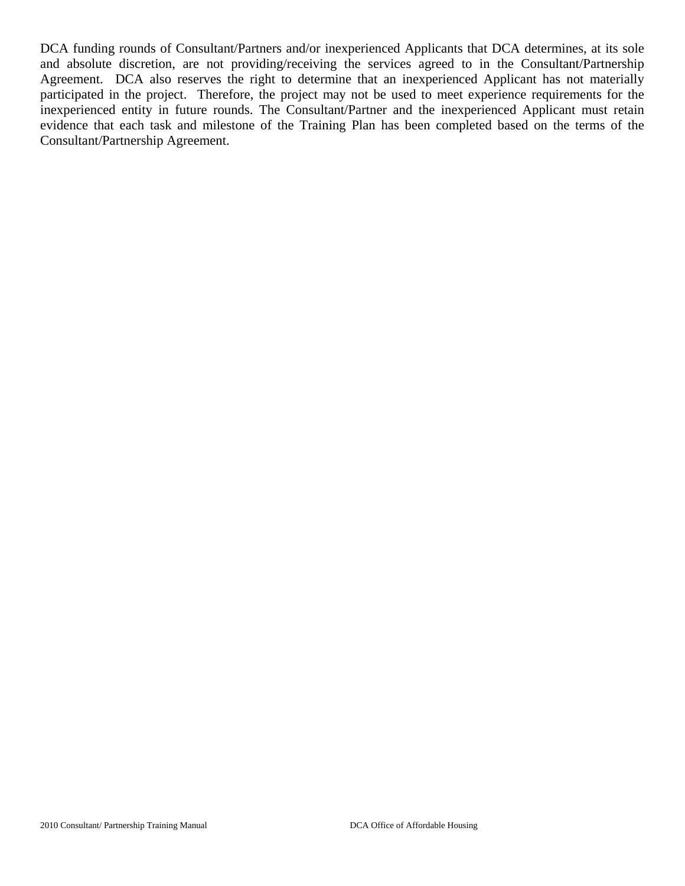DCA funding rounds of Consultant/Partners and/or inexperienced Applicants that DCA determines, at its sole and absolute discretion, are not providing/receiving the services agreed to in the Consultant/Partnership Agreement. DCA also reserves the right to determine that an inexperienced Applicant has not materially participated in the project. Therefore, the project may not be used to meet experience requirements for the inexperienced entity in future rounds. The Consultant/Partner and the inexperienced Applicant must retain evidence that each task and milestone of the Training Plan has been completed based on the terms of the Consultant/Partnership Agreement.